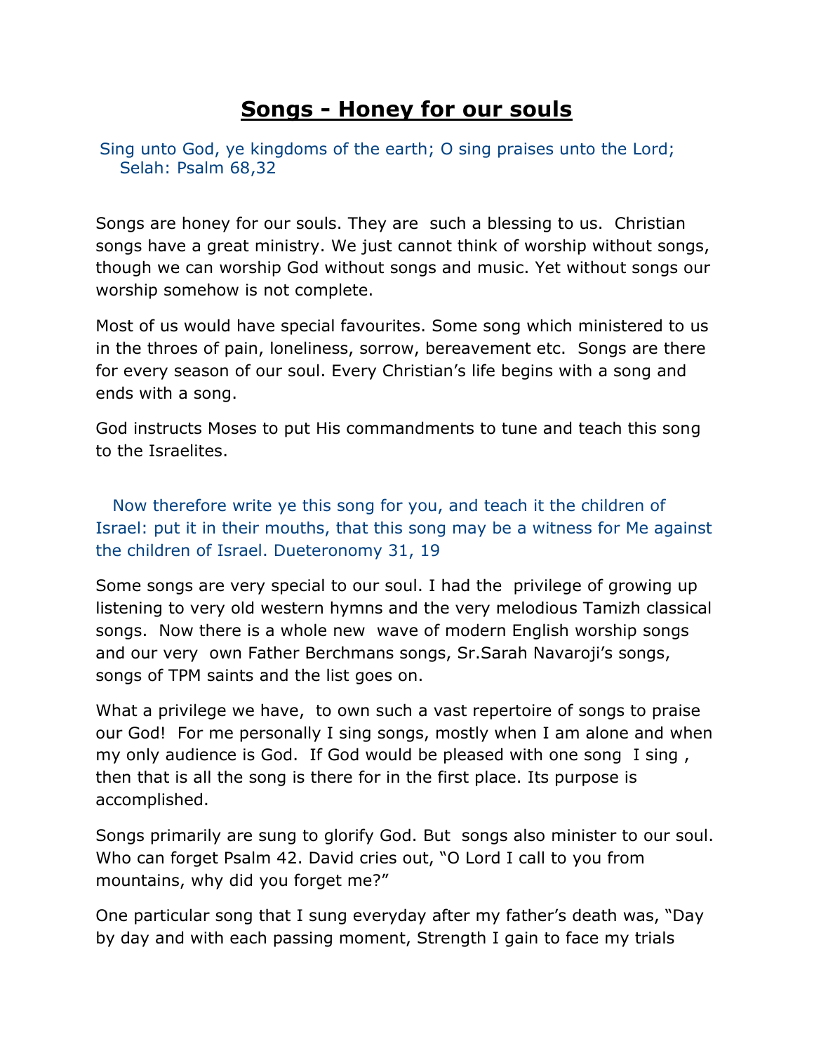# **Songs - Honey for our souls**

Sing unto God, ye kingdoms of the earth; O sing praises unto the Lord; Selah: Psalm 68,32

Songs are honey for our souls. They are such a blessing to us. Christian songs have a great ministry. We just cannot think of worship without songs, though we can worship God without songs and music. Yet without songs our worship somehow is not complete.

Most of us would have special favourites. Some song which ministered to us in the throes of pain, loneliness, sorrow, bereavement etc. Songs are there for every season of our soul. Every Christian's life begins with a song and ends with a song.

God instructs Moses to put His commandments to tune and teach this song to the Israelites.

Now therefore write ye this song for you, and teach it the children of Israel: put it in their mouths, that this song may be a witness for Me against the children of Israel. Dueteronomy 31, 19

Some songs are very special to our soul. I had the privilege of growing up listening to very old western hymns and the very melodious Tamizh classical songs. Now there is a whole new wave of modern English worship songs and our very own Father Berchmans songs, Sr.Sarah Navaroji's songs, songs of TPM saints and the list goes on.

What a privilege we have, to own such a vast repertoire of songs to praise our God! For me personally I sing songs, mostly when I am alone and when my only audience is God. If God would be pleased with one song I sing , then that is all the song is there for in the first place. Its purpose is accomplished.

Songs primarily are sung to glorify God. But songs also minister to our soul. Who can forget Psalm 42. David cries out, "O Lord I call to you from mountains, why did you forget me?"

One particular song that I sung everyday after my father's death was, "Day by day and with each passing moment, Strength I gain to face my trials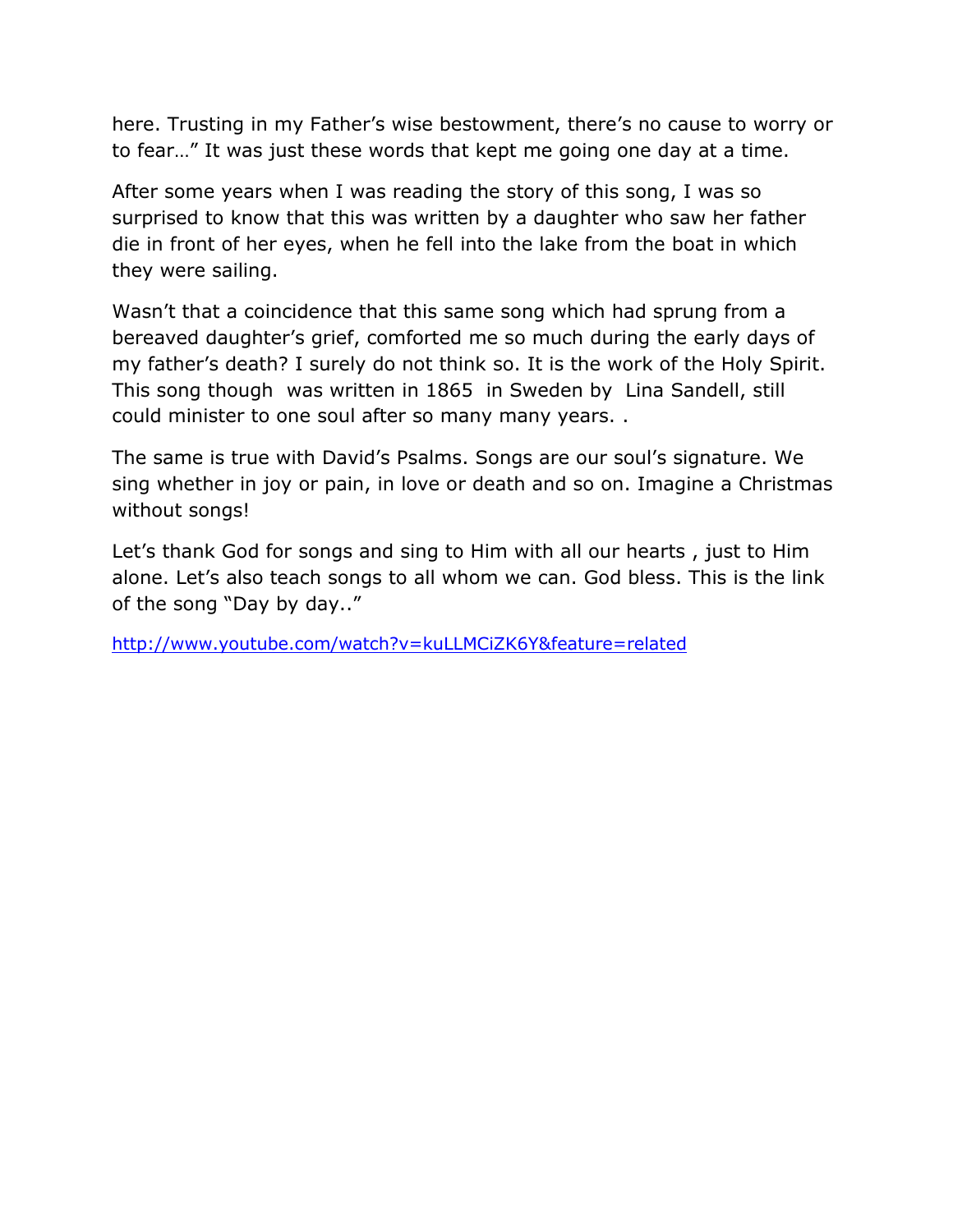here. Trusting in my Father's wise bestowment, there's no cause to worry or to fear…" It was just these words that kept me going one day at a time.

After some years when I was reading the story of this song, I was so surprised to know that this was written by a daughter who saw her father die in front of her eyes, when he fell into the lake from the boat in which they were sailing.

Wasn't that a coincidence that this same song which had sprung from a bereaved daughter's grief, comforted me so much during the early days of my father's death? I surely do not think so. It is the work of the Holy Spirit. This song though was written in 1865 in Sweden by Lina Sandell, still could minister to one soul after so many many years. .

The same is true with David's Psalms. Songs are our soul's signature. We sing whether in joy or pain, in love or death and so on. Imagine a Christmas without songs!

Let's thank God for songs and sing to Him with all our hearts , just to Him alone. Let's also teach songs to all whom we can. God bless. This is the link of the song "Day by day.."

[http://www.youtube.com/watch?v=kuLLMCiZK6Y&feature=related](http://www.youtube.com/watch?v=kuLLMCiZK6Y&feature=related)